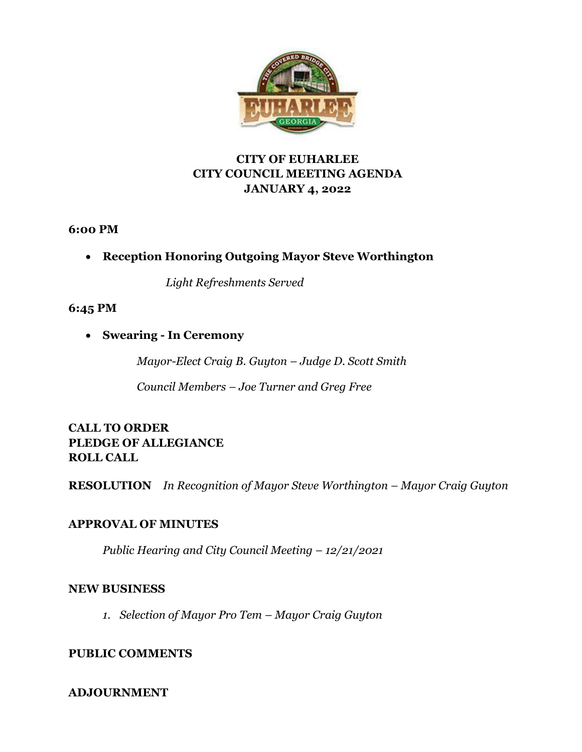# CITY OF EUHARLEE
# CITY COUNCIL MEETING AGENDA
# JANUARY 4, 2022

**6:00 PM**

- **Reception Honoring Outgoing Mayor Steve Worthington**

  *Light Refreshments Served*

**6:45 PM**

- **Swearing - In Ceremony**

  *Mayor-Elect Craig B. Guyton – Judge D. Scott Smith*

  *Council Members – Joe Turner and Greg Free*

**CALL TO ORDER**
**PLEDGE OF ALLEGIANCE**
**ROLL CALL**

**RESOLUTION** *In Recognition of Mayor Steve Worthington – Mayor Craig Guyton*

**APPROVAL OF MINUTES**

*Public Hearing and City Council Meeting – 12/21/2021*

**NEW BUSINESS**

1. *Selection of Mayor Pro Tem – Mayor Craig Guyton*

**PUBLIC COMMENTS**

**ADJOURNMENT**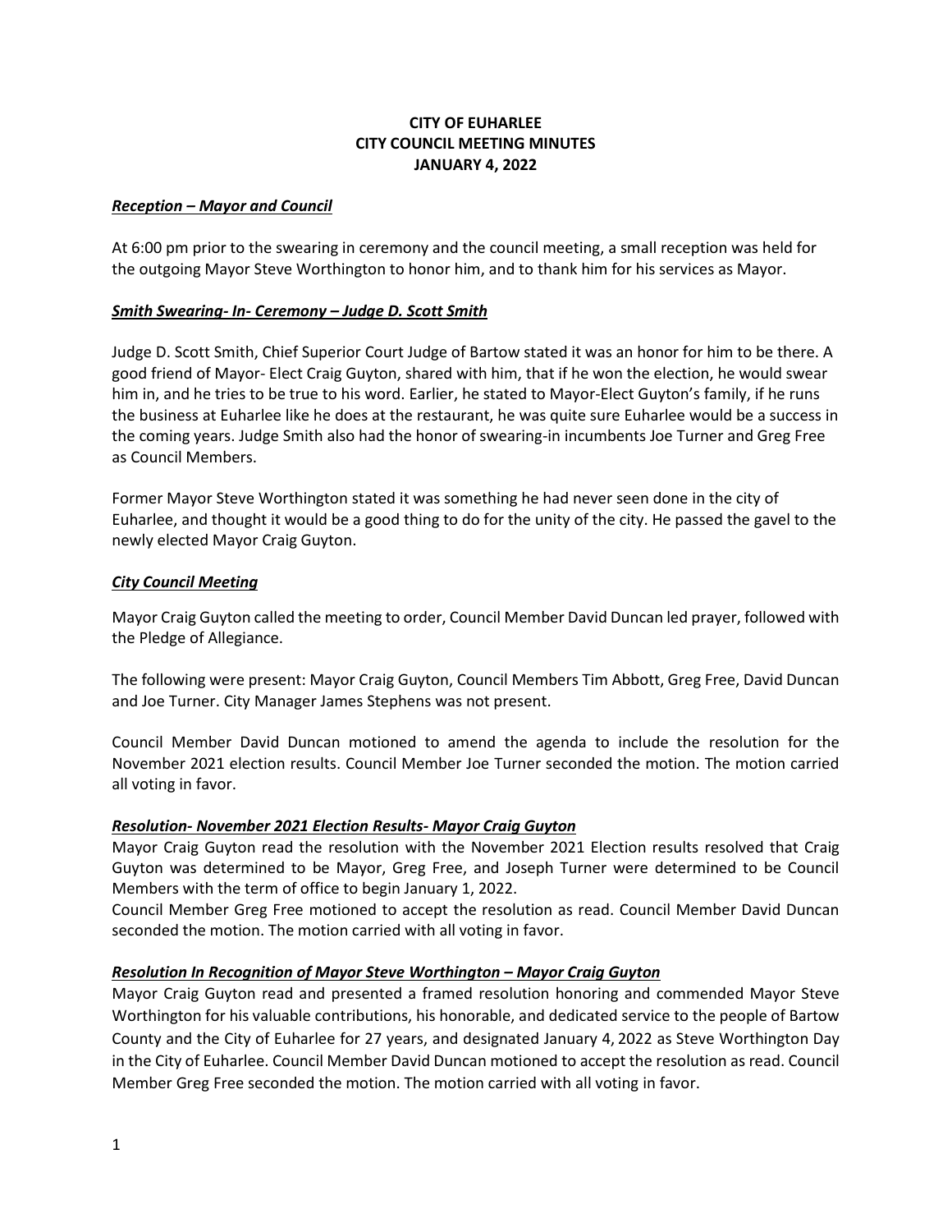**CITY OF EUHARLEE**
**CITY COUNCIL MEETING MINUTES**
**JANUARY 4, 2022**

***Reception – Mayor and Council***

At 6:00 pm prior to the swearing in ceremony and the council meeting, a small reception was held for the outgoing Mayor Steve Worthington to honor him, and to thank him for his services as Mayor.

***Smith Swearing- In- Ceremony – Judge D. Scott Smith***

Judge D. Scott Smith, Chief Superior Court Judge of Bartow stated it was an honor for him to be there. A good friend of Mayor- Elect Craig Guyton, shared with him, that if he won the election, he would swear him in, and he tries to be true to his word. Earlier, he stated to Mayor-Elect Guyton's family, if he runs the business at Euharlee like he does at the restaurant, he was quite sure Euharlee would be a success in the coming years. Judge Smith also had the honor of swearing-in incumbents Joe Turner and Greg Free as Council Members.

Former Mayor Steve Worthington stated it was something he had never seen done in the city of Euharlee, and thought it would be a good thing to do for the unity of the city. He passed the gavel to the newly elected Mayor Craig Guyton.

***City Council Meeting***

Mayor Craig Guyton called the meeting to order, Council Member David Duncan led prayer, followed with the Pledge of Allegiance.

The following were present: Mayor Craig Guyton, Council Members Tim Abbott, Greg Free, David Duncan and Joe Turner. City Manager James Stephens was not present.

Council Member David Duncan motioned to amend the agenda to include the resolution for the November 2021 election results. Council Member Joe Turner seconded the motion. The motion carried all voting in favor.

***Resolution- November 2021 Election Results- Mayor Craig Guyton***

Mayor Craig Guyton read the resolution with the November 2021 Election results resolved that Craig Guyton was determined to be Mayor, Greg Free, and Joseph Turner were determined to be Council Members with the term of office to begin January 1, 2022.

Council Member Greg Free motioned to accept the resolution as read. Council Member David Duncan seconded the motion. The motion carried with all voting in favor.

***Resolution In Recognition of Mayor Steve Worthington – Mayor Craig Guyton***

Mayor Craig Guyton read and presented a framed resolution honoring and commended Mayor Steve Worthington for his valuable contributions, his honorable, and dedicated service to the people of Bartow County and the City of Euharlee for 27 years, and designated January 4, 2022 as Steve Worthington Day in the City of Euharlee. Council Member David Duncan motioned to accept the resolution as read. Council Member Greg Free seconded the motion. The motion carried with all voting in favor.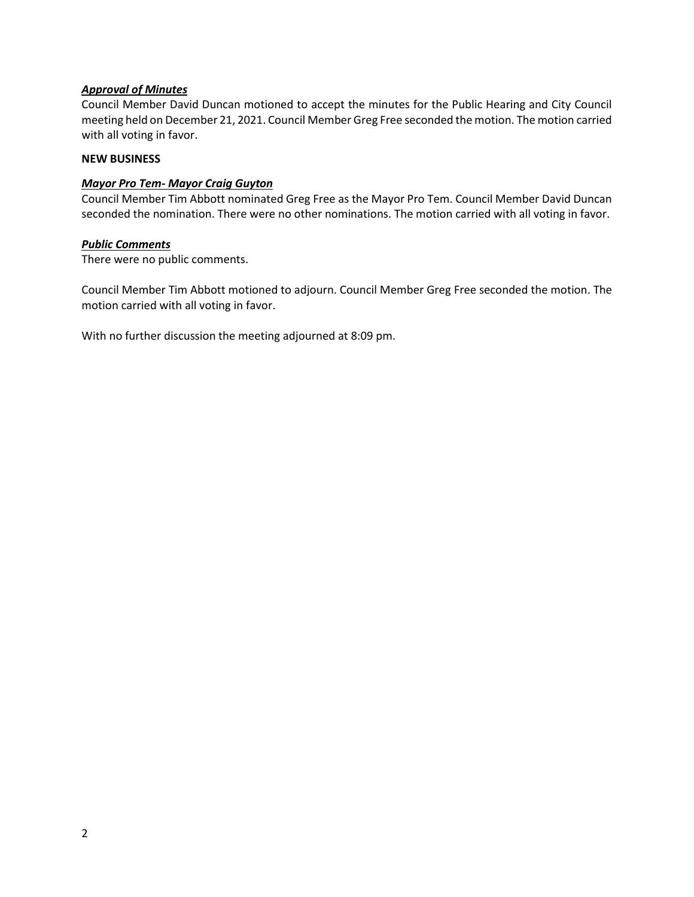***Approval of Minutes***

Council Member David Duncan motioned to accept the minutes for the Public Hearing and City Council meeting held on December 21, 2021. Council Member Greg Free seconded the motion. The motion carried with all voting in favor.

**NEW BUSINESS**

***Mayor Pro Tem- Mayor Craig Guyton***

Council Member Tim Abbott nominated Greg Free as the Mayor Pro Tem. Council Member David Duncan seconded the nomination. There were no other nominations. The motion carried with all voting in favor.

***Public Comments***

There were no public comments.

Council Member Tim Abbott motioned to adjourn. Council Member Greg Free seconded the motion. The motion carried with all voting in favor.

With no further discussion the meeting adjourned at 8:09 pm.